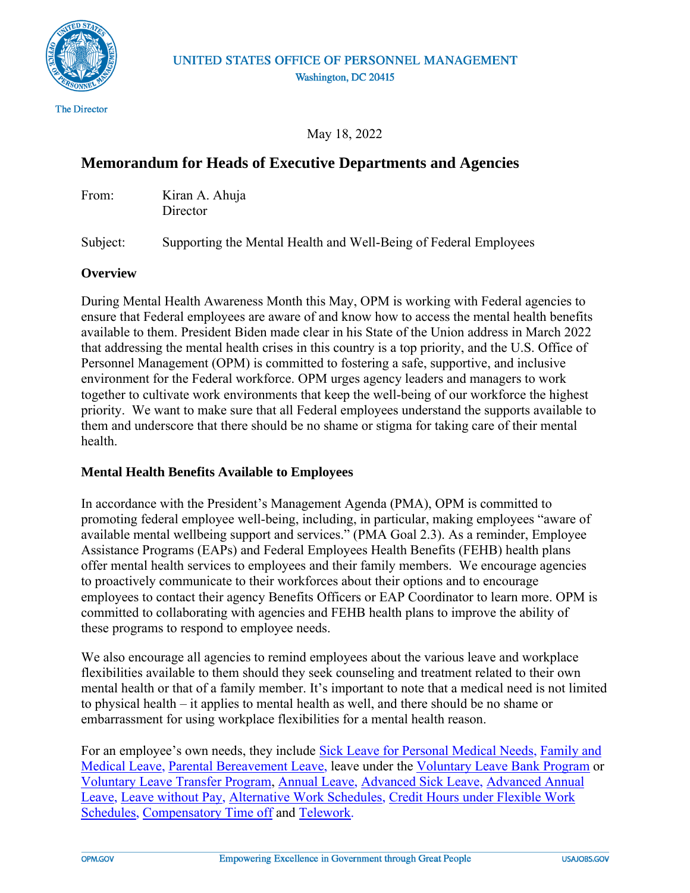UNITED STATES OFFICE OF PERSONNEL MANAGEMENT
Washington, DC 20415

The Director

May 18, 2022

# Memorandum for Heads of Executive Departments and Agencies

From: Kiran A. Ahuja
Director

Subject: Supporting the Mental Health and Well-Being of Federal Employees

## Overview

During Mental Health Awareness Month this May, OPM is working with Federal agencies to ensure that Federal employees are aware of and know how to access the mental health benefits available to them. President Biden made clear in his State of the Union address in March 2022 that addressing the mental health crises in this country is a top priority, and the U.S. Office of Personnel Management (OPM) is committed to fostering a safe, supportive, and inclusive environment for the Federal workforce. OPM urges agency leaders and managers to work together to cultivate work environments that keep the well-being of our workforce the highest priority. We want to make sure that all Federal employees understand the supports available to them and underscore that there should be no shame or stigma for taking care of their mental health.

## Mental Health Benefits Available to Employees

In accordance with the President's Management Agenda (PMA), OPM is committed to promoting federal employee well-being, including, in particular, making employees "aware of available mental wellbeing support and services." (PMA Goal 2.3). As a reminder, Employee Assistance Programs (EAPs) and Federal Employees Health Benefits (FEHB) health plans offer mental health services to employees and their family members. We encourage agencies to proactively communicate to their workforces about their options and to encourage employees to contact their agency Benefits Officers or EAP Coordinator to learn more. OPM is committed to collaborating with agencies and FEHB health plans to improve the ability of these programs to respond to employee needs.

We also encourage all agencies to remind employees about the various leave and workplace flexibilities available to them should they seek counseling and treatment related to their own mental health or that of a family member. It's important to note that a medical need is not limited to physical health – it applies to mental health as well, and there should be no shame or embarrassment for using workplace flexibilities for a mental health reason.

For an employee's own needs, they include Sick Leave for Personal Medical Needs, Family and Medical Leave, Parental Bereavement Leave, leave under the Voluntary Leave Bank Program or Voluntary Leave Transfer Program, Annual Leave, Advanced Sick Leave, Advanced Annual Leave, Leave without Pay, Alternative Work Schedules, Credit Hours under Flexible Work Schedules, Compensatory Time off and Telework.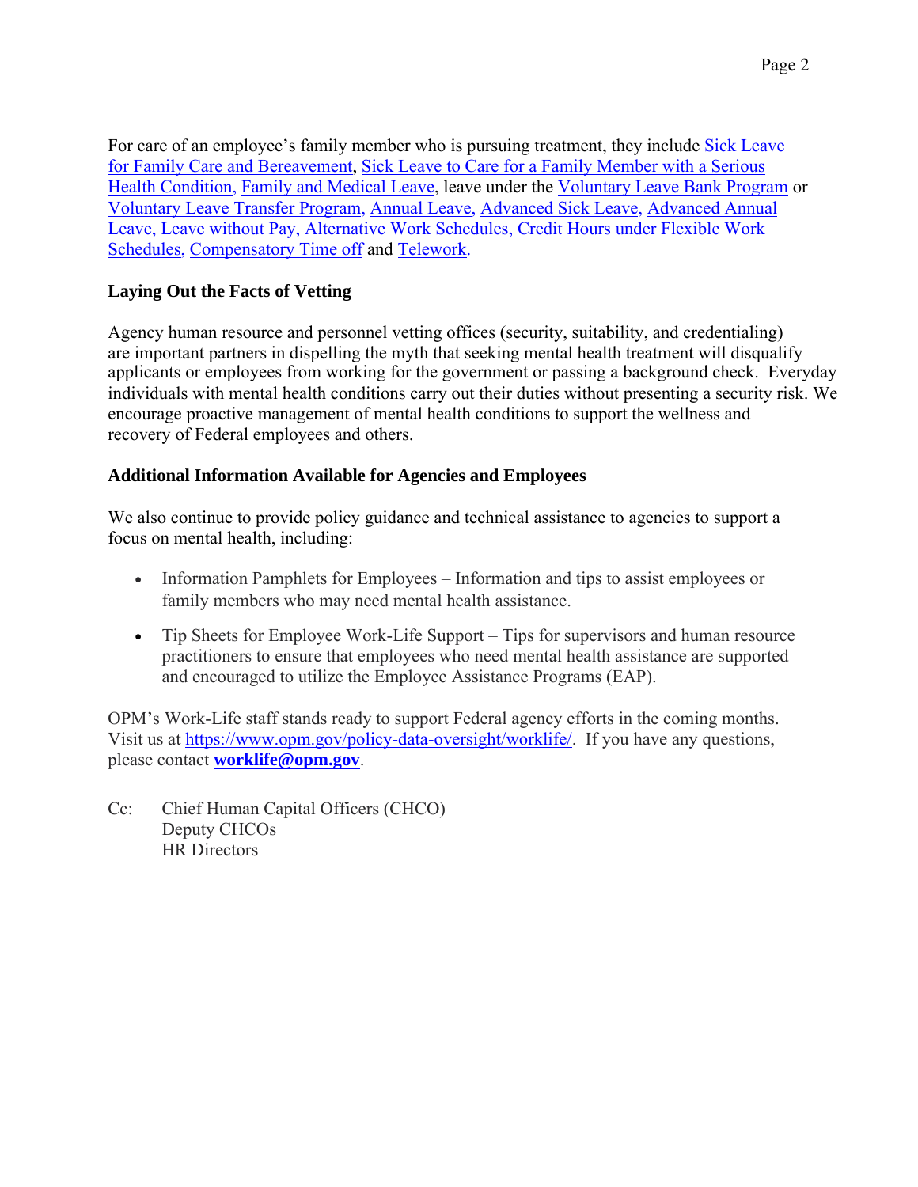For care of an employee's family member who is pursuing treatment, they include Sick Leave for Family Care and Bereavement, Sick Leave to Care for a Family Member with a Serious Health Condition, Family and Medical Leave, leave under the Voluntary Leave Bank Program or Voluntary Leave Transfer Program, Annual Leave, Advanced Sick Leave, Advanced Annual Leave, Leave without Pay, Alternative Work Schedules, Credit Hours under Flexible Work Schedules, Compensatory Time off and Telework.

**Laying Out the Facts of Vetting**

Agency human resource and personnel vetting offices (security, suitability, and credentialing) are important partners in dispelling the myth that seeking mental health treatment will disqualify applicants or employees from working for the government or passing a background check. Everyday individuals with mental health conditions carry out their duties without presenting a security risk. We encourage proactive management of mental health conditions to support the wellness and recovery of Federal employees and others.

**Additional Information Available for Agencies and Employees**

We also continue to provide policy guidance and technical assistance to agencies to support a focus on mental health, including:

- Information Pamphlets for Employees – Information and tips to assist employees or family members who may need mental health assistance.
- Tip Sheets for Employee Work-Life Support – Tips for supervisors and human resource practitioners to ensure that employees who need mental health assistance are supported and encouraged to utilize the Employee Assistance Programs (EAP).

OPM's Work-Life staff stands ready to support Federal agency efforts in the coming months. Visit us at https://www.opm.gov/policy-data-oversight/worklife/. If you have any questions, please contact **worklife@opm.gov**.

Cc: Chief Human Capital Officers (CHCO)
Deputy CHCOs
HR Directors